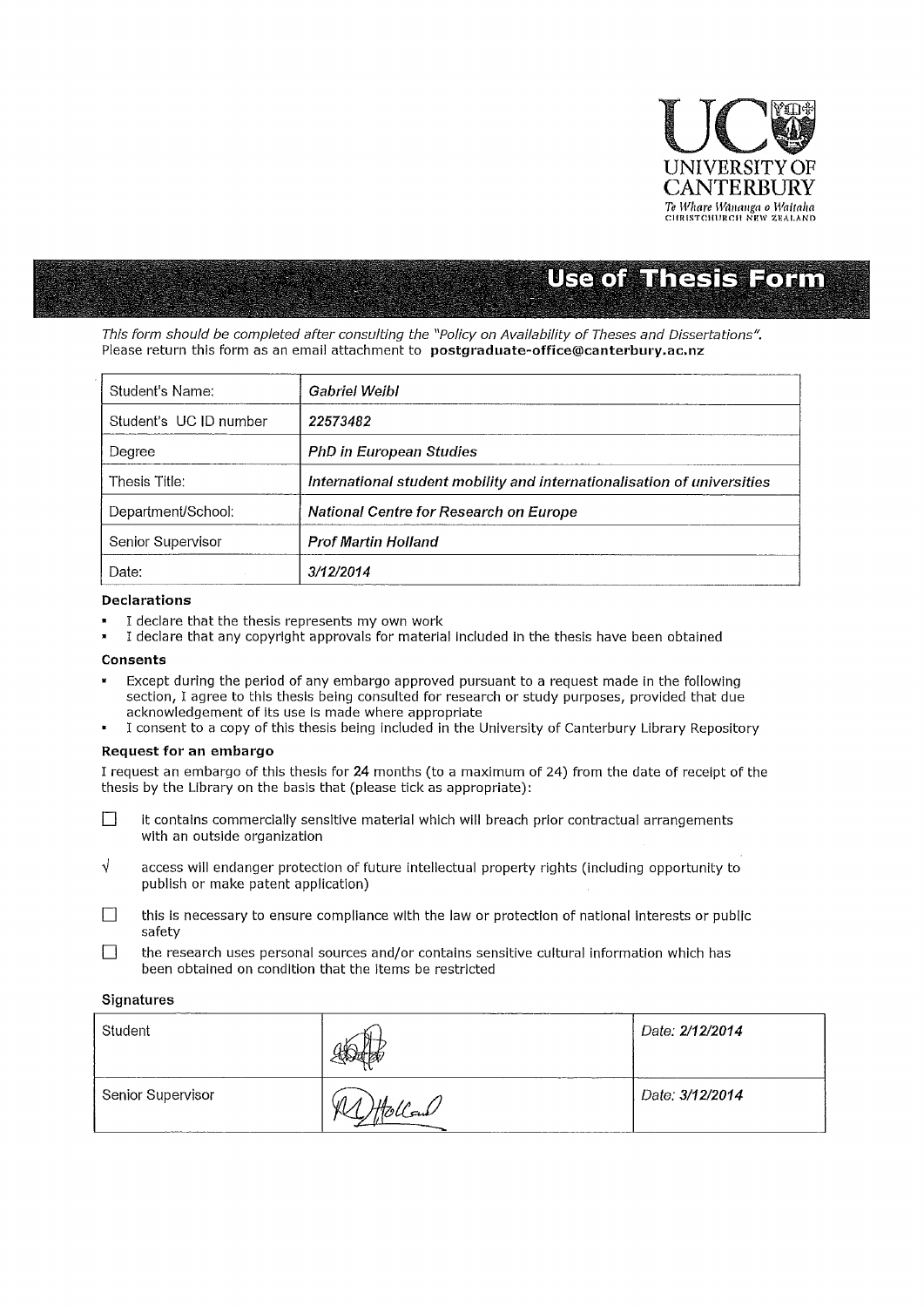UNIVERSITY OF CANTERBURY
*Te Whare Wānanga o Waitaha*
CHRISTCHURCH NEW ZEALAND

# Use of Thesis Form

*This form should be completed after consulting the "Policy on Availability of Theses and Dissertations".*
Please return this form as an email attachment to **postgraduate-office@canterbury.ac.nz**

| | |
|---|---|
| Student's Name: | *Gabriel Weibl* |
| Student's UC ID number | *22573482* |
| Degree | *PhD in European Studies* |
| Thesis Title: | *International student mobility and internationalisation of universities* |
| Department/School: | *National Centre for Research on Europe* |
| Senior Supervisor | *Prof Martin Holland* |
| Date: | *3/12/2014* |

### Declarations

- I declare that the thesis represents my own work
- I declare that any copyright approvals for material included in the thesis have been obtained

### Consents

- Except during the period of any embargo approved pursuant to a request made in the following section, I agree to this thesis being consulted for research or study purposes, provided that due acknowledgement of its use is made where appropriate
- I consent to a copy of this thesis being included in the University of Canterbury Library Repository

### Request for an embargo

I request an embargo of this thesis for **24** months (to a maximum of 24) from the date of receipt of the thesis by the Library on the basis that (please tick as appropriate):

☐ it contains commercially sensitive material which will breach prior contractual arrangements with an outside organization

√ access will endanger protection of future intellectual property rights (including opportunity to publish or make patent application)

☐ this is necessary to ensure compliance with the law or protection of national interests or public safety

☐ the research uses personal sources and/or contains sensitive cultural information which has been obtained on condition that the items be restricted

### Signatures

| | | |
|---|---|---|
| Student | [signature] | *Date: 2/12/2014* |
| Senior Supervisor | [signature] | *Date: 3/12/2014* |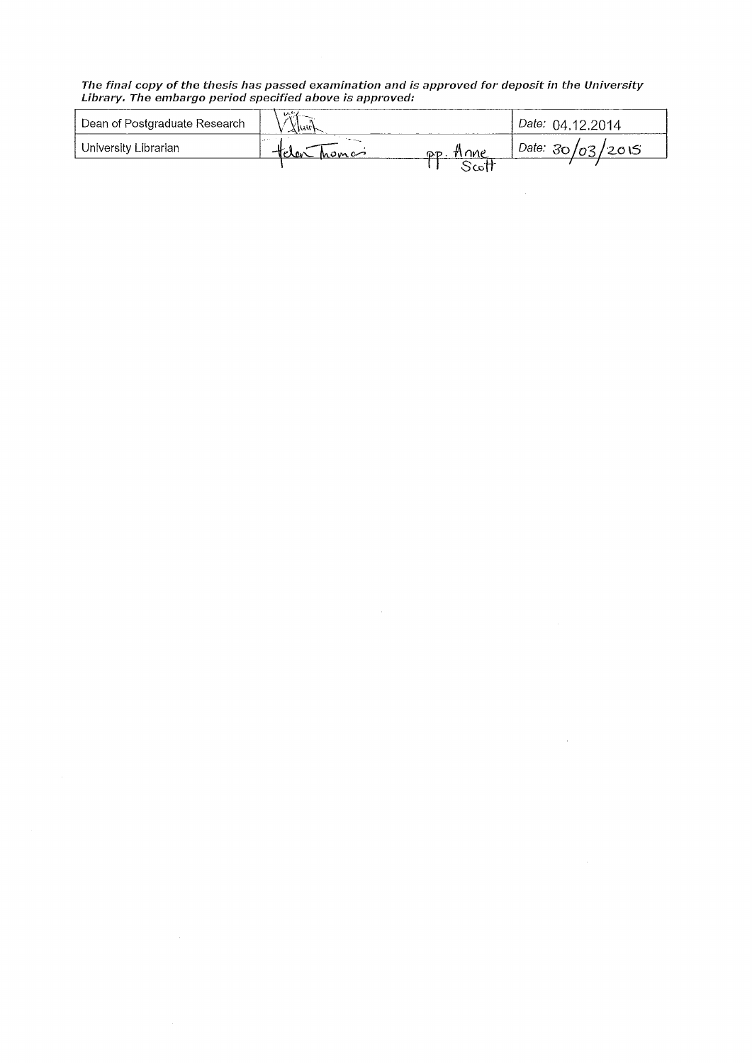***The final copy of the thesis has passed examination and is approved for deposit in the University Library. The embargo period specified above is approved:***

| | | |
|---|---|---|
| Dean of Postgraduate Research | | Date: 04.12.2014 |
| University Librarian | Helen Thomas pp. Anne Scott | Date: 30/03/2015 |